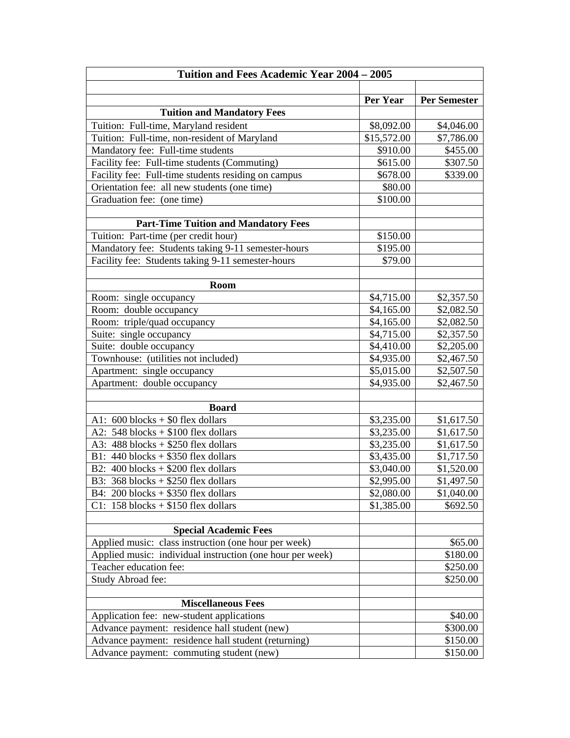| Tuition and Fees Academic Year 2004 – 2005 | | |
|---|---|---|
| | | |
| | **Per Year** | **Per Semester** |
| **Tuition and Mandatory Fees** | | |
| Tuition: Full-time, Maryland resident | $8,092.00 | $4,046.00 |
| Tuition: Full-time, non-resident of Maryland | $15,572.00 | $7,786.00 |
| Mandatory fee: Full-time students | $910.00 | $455.00 |
| Facility fee: Full-time students (Commuting) | $615.00 | $307.50 |
| Facility fee: Full-time students residing on campus | $678.00 | $339.00 |
| Orientation fee: all new students (one time) | $80.00 | |
| Graduation fee: (one time) | $100.00 | |
| | | |
| **Part-Time Tuition and Mandatory Fees** | | |
| Tuition: Part-time (per credit hour) | $150.00 | |
| Mandatory fee: Students taking 9-11 semester-hours | $195.00 | |
| Facility fee: Students taking 9-11 semester-hours | $79.00 | |
| | | |
| **Room** | | |
| Room: single occupancy | $4,715.00 | $2,357.50 |
| Room: double occupancy | $4,165.00 | $2,082.50 |
| Room: triple/quad occupancy | $4,165.00 | $2,082.50 |
| Suite: single occupancy | $4,715.00 | $2,357.50 |
| Suite: double occupancy | $4,410.00 | $2,205.00 |
| Townhouse: (utilities not included) | $4,935.00 | $2,467.50 |
| Apartment: single occupancy | $5,015.00 | $2,507.50 |
| Apartment: double occupancy | $4,935.00 | $2,467.50 |
| | | |
| **Board** | | |
| A1: 600 blocks + $0 flex dollars | $3,235.00 | $1,617.50 |
| A2: 548 blocks + $100 flex dollars | $3,235.00 | $1,617.50 |
| A3: 488 blocks + $250 flex dollars | $3,235.00 | $1,617.50 |
| B1: 440 blocks + $350 flex dollars | $3,435.00 | $1,717.50 |
| B2: 400 blocks + $200 flex dollars | $3,040.00 | $1,520.00 |
| B3: 368 blocks + $250 flex dollars | $2,995.00 | $1,497.50 |
| B4: 200 blocks + $350 flex dollars | $2,080.00 | $1,040.00 |
| C1: 158 blocks + $150 flex dollars | $1,385.00 | $692.50 |
| | | |
| **Special Academic Fees** | | |
| Applied music: class instruction (one hour per week) | | $65.00 |
| Applied music: individual instruction (one hour per week) | | $180.00 |
| Teacher education fee: | | $250.00 |
| Study Abroad fee: | | $250.00 |
| | | |
| **Miscellaneous Fees** | | |
| Application fee: new-student applications | | $40.00 |
| Advance payment: residence hall student (new) | | $300.00 |
| Advance payment: residence hall student (returning) | | $150.00 |
| Advance payment: commuting student (new) | | $150.00 |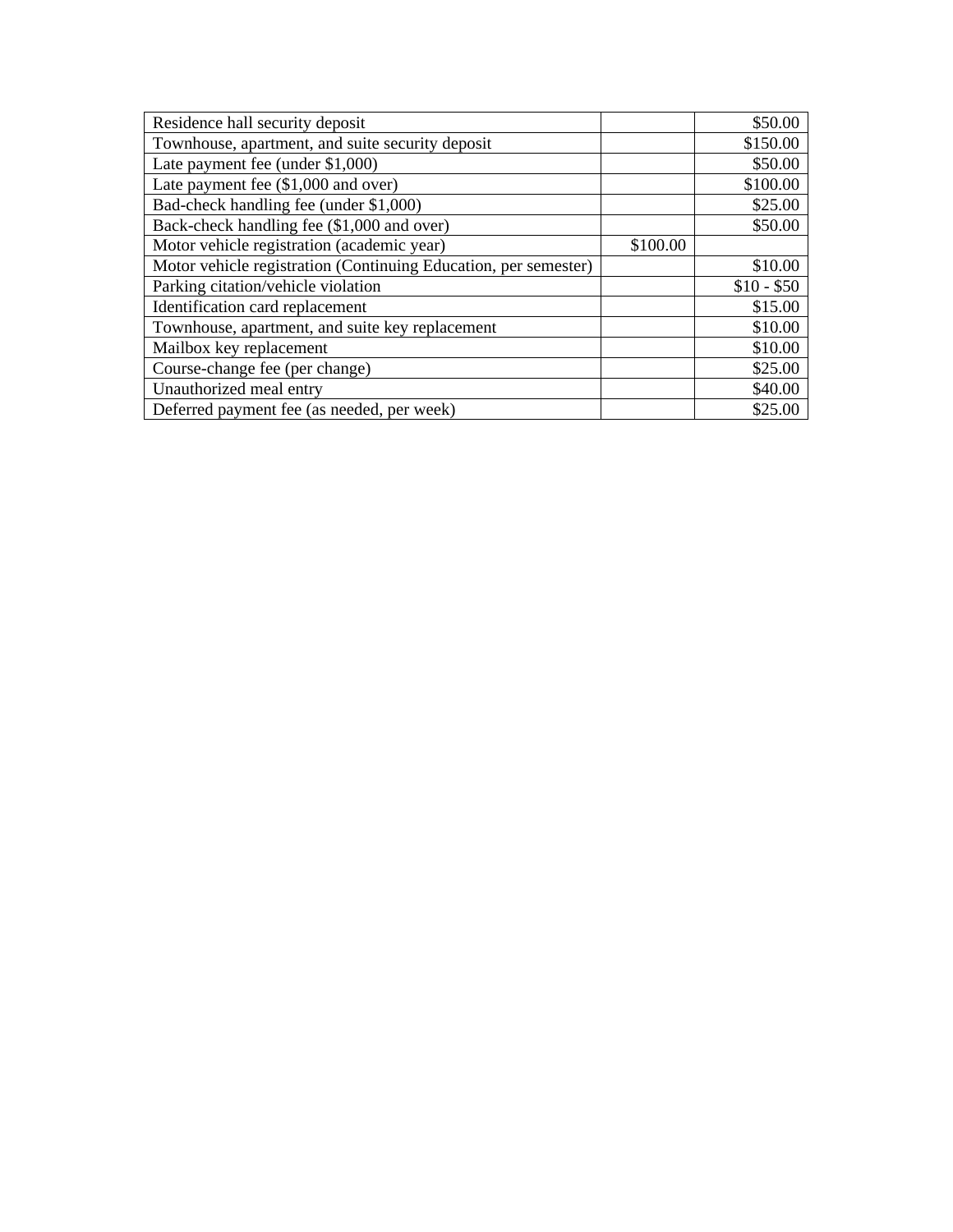| | | |
|---|---|---|
| Residence hall security deposit | | $50.00 |
| Townhouse, apartment, and suite security deposit | | $150.00 |
| Late payment fee (under $1,000) | | $50.00 |
| Late payment fee ($1,000 and over) | | $100.00 |
| Bad-check handling fee (under $1,000) | | $25.00 |
| Back-check handling fee ($1,000 and over) | | $50.00 |
| Motor vehicle registration (academic year) | $100.00 | |
| Motor vehicle registration (Continuing Education, per semester) | | $10.00 |
| Parking citation/vehicle violation | | $10 - $50 |
| Identification card replacement | | $15.00 |
| Townhouse, apartment, and suite key replacement | | $10.00 |
| Mailbox key replacement | | $10.00 |
| Course-change fee (per change) | | $25.00 |
| Unauthorized meal entry | | $40.00 |
| Deferred payment fee (as needed, per week) | | $25.00 |